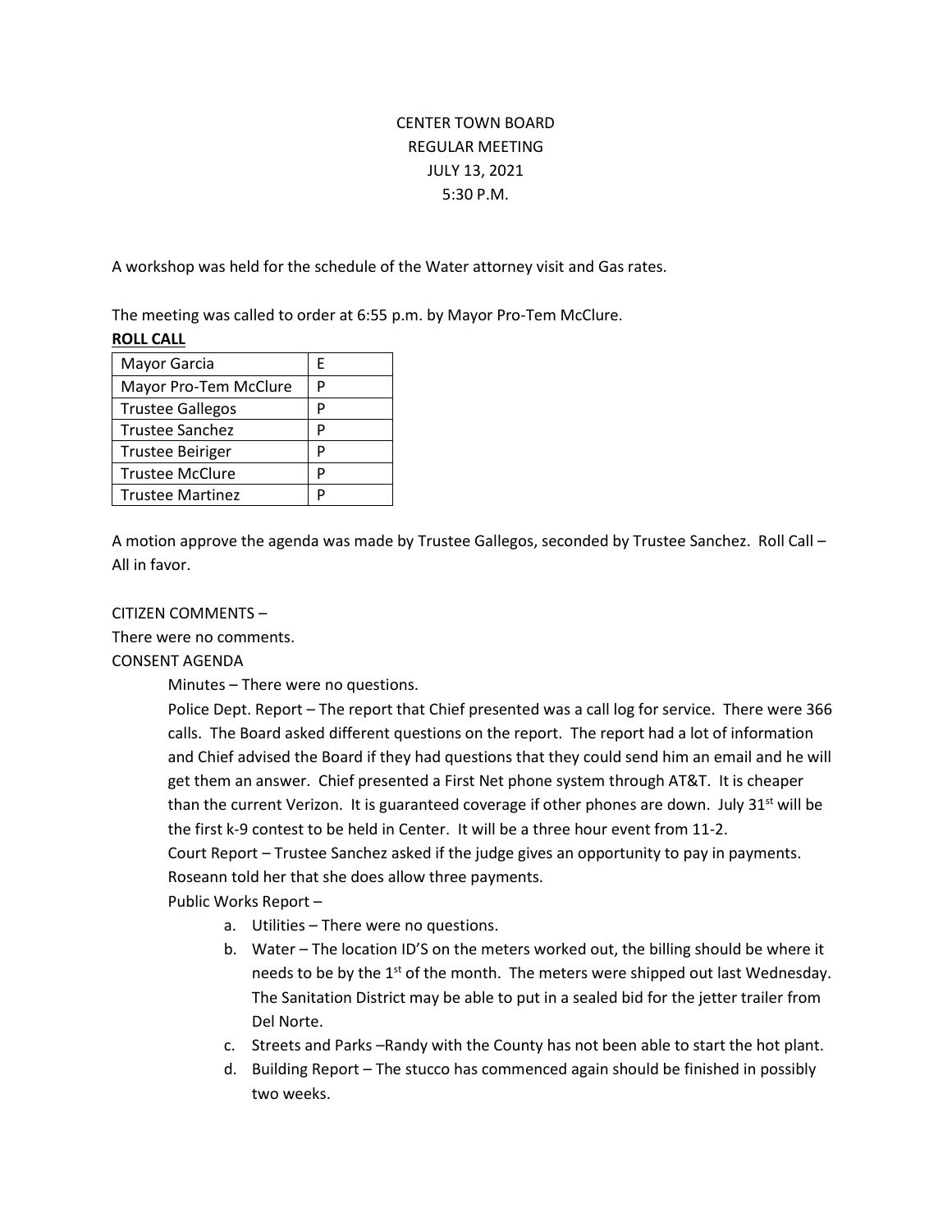CENTER TOWN BOARD
REGULAR MEETING
JULY 13, 2021
5:30 P.M.

A workshop was held for the schedule of the Water attorney visit and Gas rates.

The meeting was called to order at 6:55 p.m. by Mayor Pro-Tem McClure.

**ROLL CALL**

| | |
|---|---|
| Mayor Garcia | E |
| Mayor Pro-Tem McClure | P |
| Trustee Gallegos | P |
| Trustee Sanchez | P |
| Trustee Beiriger | P |
| Trustee McClure | P |
| Trustee Martinez | P |

A motion approve the agenda was made by Trustee Gallegos, seconded by Trustee Sanchez. Roll Call – All in favor.

CITIZEN COMMENTS –

There were no comments.

CONSENT AGENDA

Minutes – There were no questions.

Police Dept. Report – The report that Chief presented was a call log for service. There were 366 calls. The Board asked different questions on the report. The report had a lot of information and Chief advised the Board if they had questions that they could send him an email and he will get them an answer. Chief presented a First Net phone system through AT&T. It is cheaper than the current Verizon. It is guaranteed coverage if other phones are down. July 31st will be the first k-9 contest to be held in Center. It will be a three hour event from 11-2.

Court Report – Trustee Sanchez asked if the judge gives an opportunity to pay in payments. Roseann told her that she does allow three payments.

Public Works Report –

a. Utilities – There were no questions.
b. Water – The location ID'S on the meters worked out, the billing should be where it needs to be by the 1st of the month. The meters were shipped out last Wednesday. The Sanitation District may be able to put in a sealed bid for the jetter trailer from Del Norte.
c. Streets and Parks –Randy with the County has not been able to start the hot plant.
d. Building Report – The stucco has commenced again should be finished in possibly two weeks.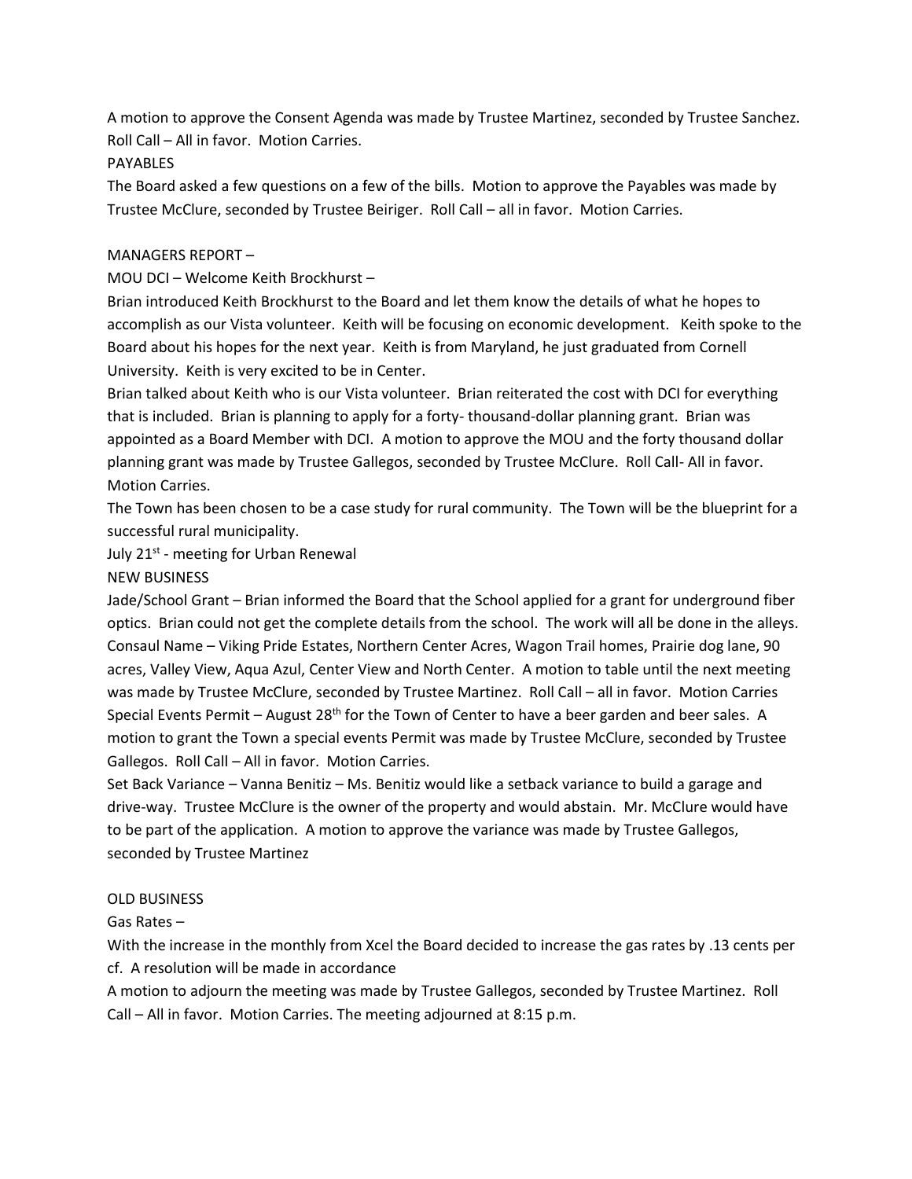A motion to approve the Consent Agenda was made by Trustee Martinez, seconded by Trustee Sanchez. Roll Call – All in favor. Motion Carries.

PAYABLES

The Board asked a few questions on a few of the bills. Motion to approve the Payables was made by Trustee McClure, seconded by Trustee Beiriger. Roll Call – all in favor. Motion Carries.

MANAGERS REPORT –

MOU DCI – Welcome Keith Brockhurst –

Brian introduced Keith Brockhurst to the Board and let them know the details of what he hopes to accomplish as our Vista volunteer. Keith will be focusing on economic development. Keith spoke to the Board about his hopes for the next year. Keith is from Maryland, he just graduated from Cornell University. Keith is very excited to be in Center.

Brian talked about Keith who is our Vista volunteer. Brian reiterated the cost with DCI for everything that is included. Brian is planning to apply for a forty- thousand-dollar planning grant. Brian was appointed as a Board Member with DCI. A motion to approve the MOU and the forty thousand dollar planning grant was made by Trustee Gallegos, seconded by Trustee McClure. Roll Call- All in favor. Motion Carries.

The Town has been chosen to be a case study for rural community. The Town will be the blueprint for a successful rural municipality.

July 21st - meeting for Urban Renewal

NEW BUSINESS

Jade/School Grant – Brian informed the Board that the School applied for a grant for underground fiber optics. Brian could not get the complete details from the school. The work will all be done in the alleys.

Consaul Name – Viking Pride Estates, Northern Center Acres, Wagon Trail homes, Prairie dog lane, 90 acres, Valley View, Aqua Azul, Center View and North Center. A motion to table until the next meeting was made by Trustee McClure, seconded by Trustee Martinez. Roll Call – all in favor. Motion Carries

Special Events Permit – August 28th for the Town of Center to have a beer garden and beer sales. A motion to grant the Town a special events Permit was made by Trustee McClure, seconded by Trustee Gallegos. Roll Call – All in favor. Motion Carries.

Set Back Variance – Vanna Benitiz – Ms. Benitiz would like a setback variance to build a garage and drive-way. Trustee McClure is the owner of the property and would abstain. Mr. McClure would have to be part of the application. A motion to approve the variance was made by Trustee Gallegos, seconded by Trustee Martinez

OLD BUSINESS

Gas Rates –

With the increase in the monthly from Xcel the Board decided to increase the gas rates by .13 cents per cf. A resolution will be made in accordance

A motion to adjourn the meeting was made by Trustee Gallegos, seconded by Trustee Martinez. Roll Call – All in favor. Motion Carries. The meeting adjourned at 8:15 p.m.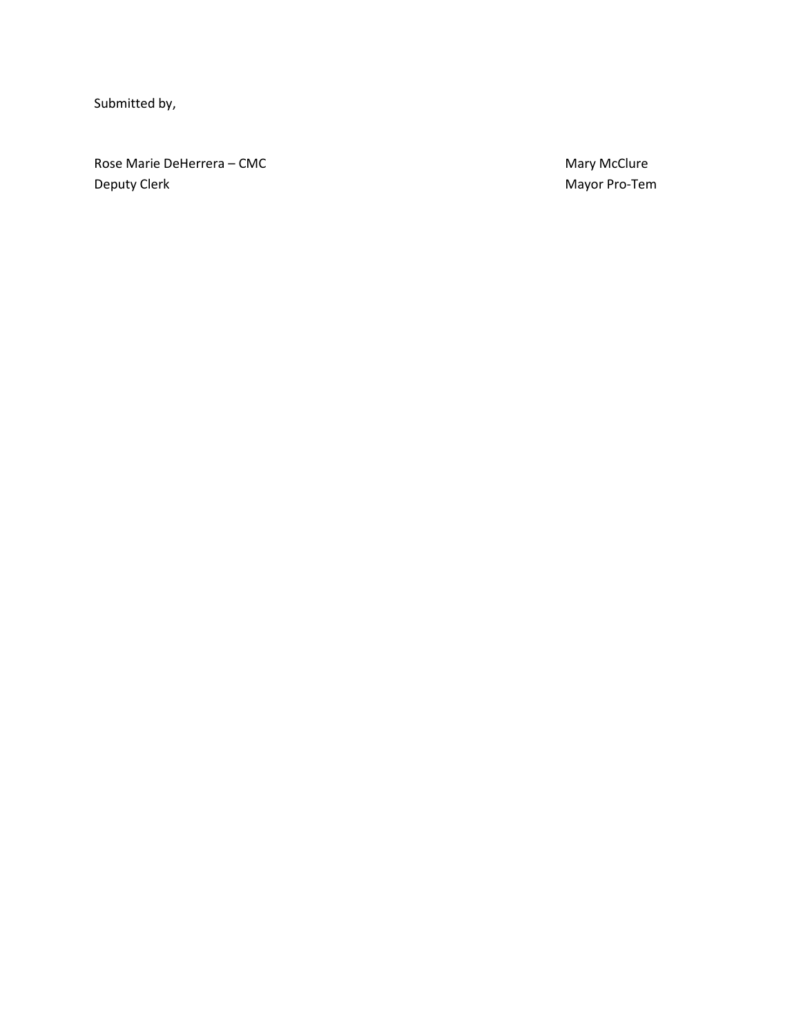Submitted by,

Rose Marie DeHerrera – CMC
Deputy Clerk

Mary McClure
Mayor Pro-Tem